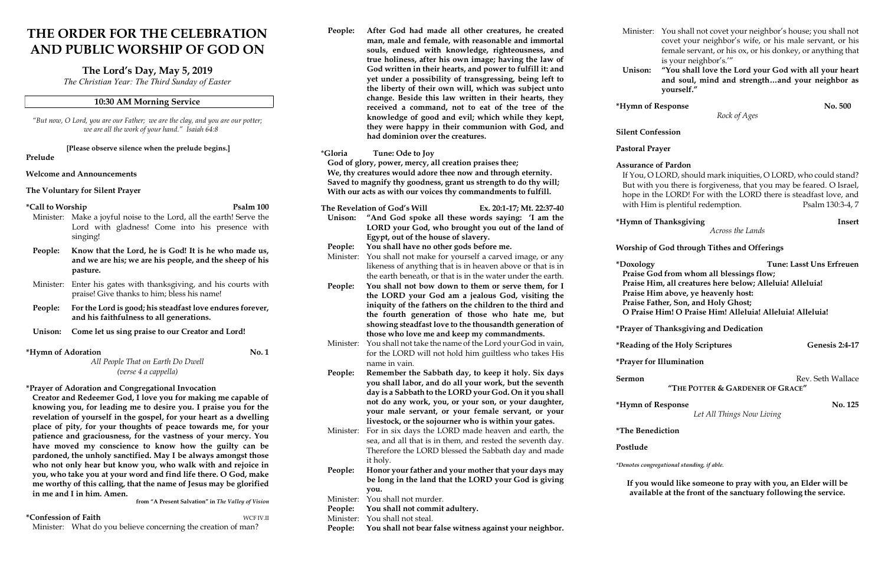# THE ORDER FOR THE CELEBRATION AND PUBLIC WORSHIP OF GOD ON

## The Lord's Day, May 5, 2019

*The Christian Year: The Third Sunday of Easter*

### 10:30 AM Morning Service

*"But now, O Lord, you are our Father; we are the clay, and you are our potter; we are all the work of your hand." Isaiah 64:8*

**[Please observe silence when the prelude begins.]**

**Prelude**

**Welcome and Announcements**

**The Voluntary for Silent Prayer**

**\*Call to Worship** — **Psalm 100**

Minister: Make a joyful noise to the Lord, all the earth! Serve the Lord with gladness! Come into his presence with singing!

**People: Know that the Lord, he is God! It is he who made us, and we are his; we are his people, and the sheep of his pasture.**

Minister: Enter his gates with thanksgiving, and his courts with praise! Give thanks to him; bless his name!

**People: For the Lord is good; his steadfast love endures forever, and his faithfulness to all generations.**

**Unison: Come let us sing praise to our Creator and Lord!**

**\*Hymn of Adoration** — **No. 1**

*All People That on Earth Do Dwell*
*(verse 4 a cappella)*

**\*Prayer of Adoration and Congregational Invocation**

**Creator and Redeemer God, I love you for making me capable of knowing you, for leading me to desire you. I praise you for the revelation of yourself in the gospel, for your heart as a dwelling place of pity, for your thoughts of peace towards me, for your patience and graciousness, for the vastness of your mercy. You have moved my conscience to know how the guilty can be pardoned, the unholy sanctified. May I be always amongst those who not only hear but know you, who walk with and rejoice in you, who take you at your word and find life there. O God, make me worthy of this calling, that the name of Jesus may be glorified in me and I in him. Amen.**

**from "A Present Salvation" in *The Valley of Vision***

**\*Confession of Faith** — WCF IV.II

Minister: What do you believe concerning the creation of man?

**People: After God had made all other creatures, he created man, male and female, with reasonable and immortal souls, endued with knowledge, righteousness, and true holiness, after his own image; having the law of God written in their hearts, and power to fulfill it: and yet under a possibility of transgressing, being left to the liberty of their own will, which was subject unto change. Beside this law written in their hearts, they received a command, not to eat of the tree of the knowledge of good and evil; which while they kept, they were happy in their communion with God, and had dominion over the creatures.**

**\*Gloria** — **Tune: Ode to Joy**

**God of glory, power, mercy, all creation praises thee;**
**We, thy creatures would adore thee now and through eternity.**
**Saved to magnify thy goodness, grant us strength to do thy will;**
**With our acts as with our voices thy commandments to fulfill.**

**The Revelation of God's Will** — **Ex. 20:1-17; Mt. 22:37-40**

**Unison: "And God spoke all these words saying: 'I am the LORD your God, who brought you out of the land of Egypt, out of the house of slavery.**

**People: You shall have no other gods before me.**

Minister: You shall not make for yourself a carved image, or any likeness of anything that is in heaven above or that is in the earth beneath, or that is in the water under the earth.

**People: You shall not bow down to them or serve them, for I the LORD your God am a jealous God, visiting the iniquity of the fathers on the children to the third and the fourth generation of those who hate me, but showing steadfast love to the thousandth generation of those who love me and keep my commandments.**

Minister: You shall not take the name of the Lord your God in vain, for the LORD will not hold him guiltless who takes His name in vain.

**People: Remember the Sabbath day, to keep it holy. Six days you shall labor, and do all your work, but the seventh day is a Sabbath to the LORD your God. On it you shall not do any work, you, or your son, or your daughter, your male servant, or your female servant, or your livestock, or the sojourner who is within your gates.**

Minister: For in six days the LORD made heaven and earth, the sea, and all that is in them, and rested the seventh day. Therefore the LORD blessed the Sabbath day and made it holy.

**People: Honor your father and your mother that your days may be long in the land that the LORD your God is giving you.**

Minister: You shall not murder.

**People: You shall not commit adultery.**

Minister: You shall not steal.

**People: You shall not bear false witness against your neighbor.**

Minister: You shall not covet your neighbor's house; you shall not covet your neighbor's wife, or his male servant, or his female servant, or his ox, or his donkey, or anything that is your neighbor's.'"

**Unison: "You shall love the Lord your God with all your heart and soul, mind and strength…and your neighbor as yourself."**

**\*Hymn of Response** — **No. 500**

*Rock of Ages*

**Silent Confession**

**Pastoral Prayer**

**Assurance of Pardon**

If You, O LORD, should mark iniquities, O LORD, who could stand? But with you there is forgiveness, that you may be feared. O Israel, hope in the LORD! For with the LORD there is steadfast love, and with Him is plentiful redemption. — Psalm 130:3-4, 7

**\*Hymn of Thanksgiving** — **Insert**

*Across the Lands*

**Worship of God through Tithes and Offerings**

**\*Doxology** — **Tune: Lasst Uns Erfreuen**

**Praise God from whom all blessings flow;**
**Praise Him, all creatures here below; Alleluia! Alleluia!**
**Praise Him above, ye heavenly host:**
**Praise Father, Son, and Holy Ghost;**
**O Praise Him! O Praise Him! Alleluia! Alleluia! Alleluia!**

**\*Prayer of Thanksgiving and Dedication**

**\*Reading of the Holy Scriptures** — **Genesis 2:4-17**

**\*Prayer for Illumination**

**Sermon** — Rev. Seth Wallace

**"THE POTTER & GARDENER OF GRACE"**

**\*Hymn of Response** — **No. 125**

*Let All Things Now Living*

**\*The Benediction**

**Postlude**

*\*Denotes congregational standing, if able.*

**If you would like someone to pray with you, an Elder will be available at the front of the sanctuary following the service.**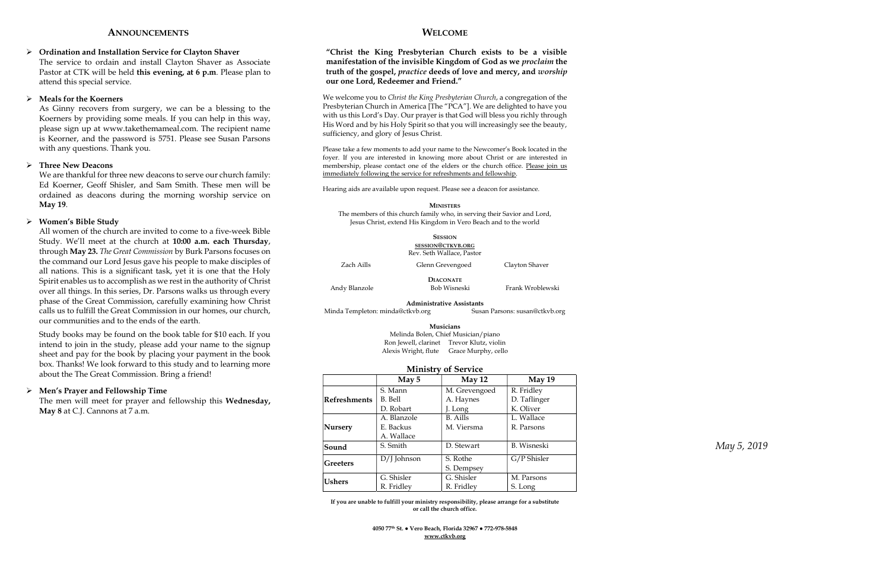## Announcements

- **Ordination and Installation Service for Clayton Shaver**

  The service to ordain and install Clayton Shaver as Associate Pastor at CTK will be held **this evening, at 6 p.m**. Please plan to attend this special service.

- **Meals for the Koerners**

  As Ginny recovers from surgery, we can be a blessing to the Koerners by providing some meals. If you can help in this way, please sign up at www.takethemameal.com. The recipient name is Keorner, and the password is 5751. Please see Susan Parsons with any questions. Thank you.

- **Three New Deacons**

  We are thankful for three new deacons to serve our church family: Ed Koerner, Geoff Shisler, and Sam Smith. These men will be ordained as deacons during the morning worship service on **May 19**.

- **Women's Bible Study**

  All women of the church are invited to come to a five-week Bible Study. We'll meet at the church at **10:00 a.m. each Thursday**, through **May 23.** *The Great Commission* by Burk Parsons focuses on the command our Lord Jesus gave his people to make disciples of all nations. This is a significant task, yet it is one that the Holy Spirit enables us to accomplish as we rest in the authority of Christ over all things. In this series, Dr. Parsons walks us through every phase of the Great Commission, carefully examining how Christ calls us to fulfill the Great Commission in our homes, our church, our communities and to the ends of the earth.

  Study books may be found on the book table for $10 each. If you intend to join in the study, please add your name to the signup sheet and pay for the book by placing your payment in the book box. Thanks! We look forward to this study and to learning more about the The Great Commission. Bring a friend!

- **Men's Prayer and Fellowship Time**

  The men will meet for prayer and fellowship this **Wednesday, May 8** at C.J. Cannons at 7 a.m.

## Welcome

**"Christ the King Presbyterian Church exists to be a visible manifestation of the invisible Kingdom of God as we *proclaim* the truth of the gospel, *practice* deeds of love and mercy, and *worship* our one Lord, Redeemer and Friend."**

We welcome you to *Christ the King Presbyterian Church*, a congregation of the Presbyterian Church in America [The "PCA"]. We are delighted to have you with us this Lord's Day. Our prayer is that God will bless you richly through His Word and by his Holy Spirit so that you will increasingly see the beauty, sufficiency, and glory of Jesus Christ.

Please take a few moments to add your name to the Newcomer's Book located in the foyer. If you are interested in knowing more about Christ or are interested in membership, please contact one of the elders or the church office. Please join us immediately following the service for refreshments and fellowship.

Hearing aids are available upon request. Please see a deacon for assistance.

**Ministers**

The members of this church family who, in serving their Savior and Lord, Jesus Christ, extend His Kingdom in Vero Beach and to the world

**Session**

session@ctkvb.org

Rev. Seth Wallace, Pastor

Zach Aills — Glenn Grevengoed — Clayton Shaver

**Diaconate**

Andy Blanzole — Bob Wisneski — Frank Wroblewski

**Administrative Assistants**

Minda Templeton: minda@ctkvb.org — Susan Parsons: susan@ctkvb.org

**Musicians**

Melinda Bolen, Chief Musician/piano

Ron Jewell, clarinet — Trevor Klutz, violin

Alexis Wright, flute — Grace Murphy, cello

### Ministry of Service

| | May 5 | May 12 | May 19 |
|---|---|---|---|
| **Refreshments** | S. Mann<br>B. Bell<br>D. Robart | M. Grevengoed<br>A. Haynes<br>J. Long | R. Fridley<br>D. Taflinger<br>K. Oliver |
| **Nursery** | A. Blanzole<br>E. Backus<br>A. Wallace | B. Aills<br>M. Viersma | L. Wallace<br>R. Parsons |
| **Sound** | S. Smith | D. Stewart | B. Wisneski |
| **Greeters** | D/J Johnson | S. Rothe<br>S. Dempsey | G/P Shisler |
| **Ushers** | G. Shisler<br>R. Fridley | G. Shisler<br>R. Fridley | M. Parsons<br>S. Long |

**If you are unable to fulfill your ministry responsibility, please arrange for a substitute or call the church office.**

**4050 77th St. ● Vero Beach, Florida 32967 ● 772-978-5848**

**www.ctkvb.org**

*May 5, 2019*